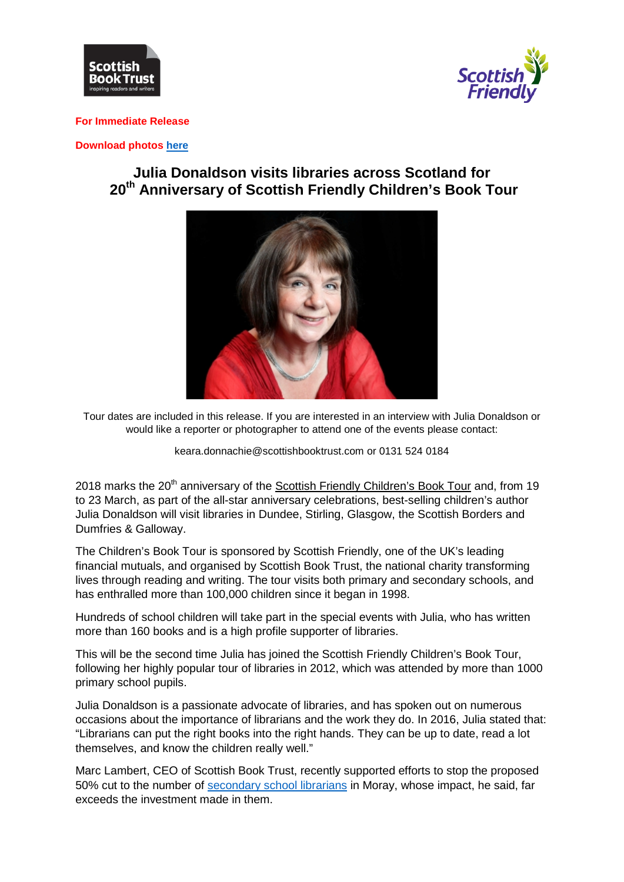**For Immediate Release**

**Download photos here**

# Julia Donaldson visits libraries across Scotland for 20th Anniversary of Scottish Friendly Children's Book Tour

Tour dates are included in this release. If you are interested in an interview with Julia Donaldson or would like a reporter or photographer to attend one of the events please contact:

keara.donnachie@scottishbooktrust.com or 0131 524 0184

2018 marks the 20th anniversary of the Scottish Friendly Children's Book Tour and, from 19 to 23 March, as part of the all-star anniversary celebrations, best-selling children's author Julia Donaldson will visit libraries in Dundee, Stirling, Glasgow, the Scottish Borders and Dumfries & Galloway.

The Children's Book Tour is sponsored by Scottish Friendly, one of the UK's leading financial mutuals, and organised by Scottish Book Trust, the national charity transforming lives through reading and writing. The tour visits both primary and secondary schools, and has enthralled more than 100,000 children since it began in 1998.

Hundreds of school children will take part in the special events with Julia, who has written more than 160 books and is a high profile supporter of libraries.

This will be the second time Julia has joined the Scottish Friendly Children's Book Tour, following her highly popular tour of libraries in 2012, which was attended by more than 1000 primary school pupils.

Julia Donaldson is a passionate advocate of libraries, and has spoken out on numerous occasions about the importance of librarians and the work they do. In 2016, Julia stated that: "Librarians can put the right books into the right hands. They can be up to date, read a lot themselves, and know the children really well."

Marc Lambert, CEO of Scottish Book Trust, recently supported efforts to stop the proposed 50% cut to the number of secondary school librarians in Moray, whose impact, he said, far exceeds the investment made in them.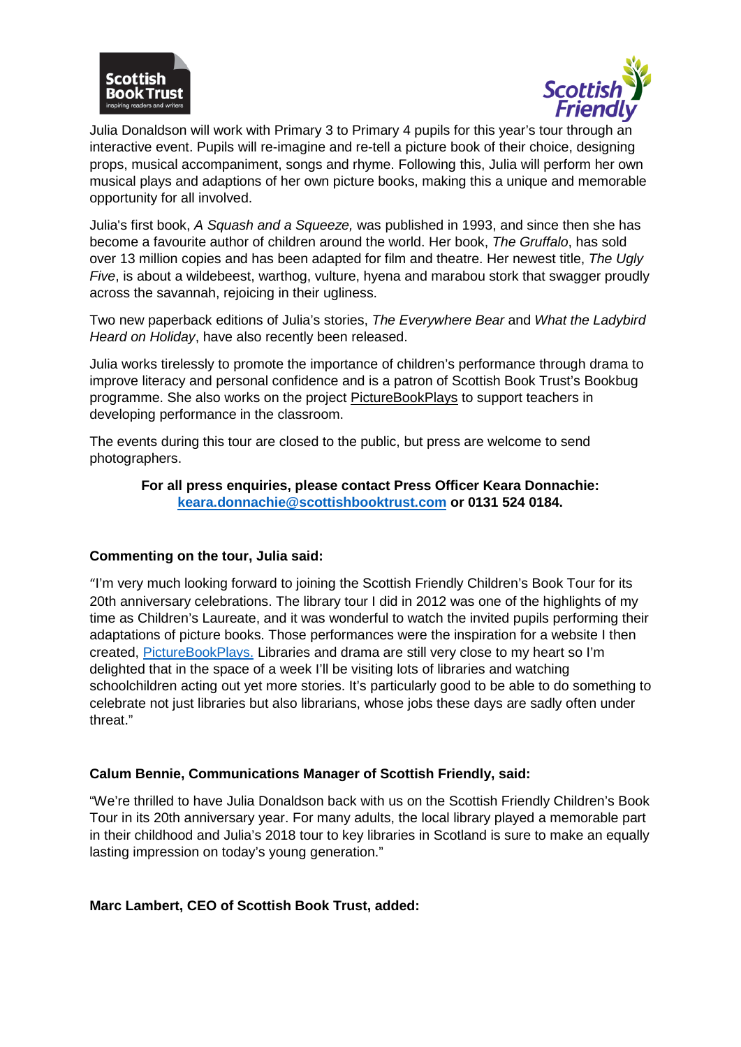Julia Donaldson will work with Primary 3 to Primary 4 pupils for this year's tour through an interactive event. Pupils will re-imagine and re-tell a picture book of their choice, designing props, musical accompaniment, songs and rhyme. Following this, Julia will perform her own musical plays and adaptions of her own picture books, making this a unique and memorable opportunity for all involved.

Julia's first book, *A Squash and a Squeeze,* was published in 1993, and since then she has become a favourite author of children around the world. Her book, *The Gruffalo*, has sold over 13 million copies and has been adapted for film and theatre. Her newest title, *The Ugly Five*, is about a wildebeest, warthog, vulture, hyena and marabou stork that swagger proudly across the savannah, rejoicing in their ugliness.

Two new paperback editions of Julia's stories, *The Everywhere Bear* and *What the Ladybird Heard on Holiday*, have also recently been released.

Julia works tirelessly to promote the importance of children's performance through drama to improve literacy and personal confidence and is a patron of Scottish Book Trust's Bookbug programme. She also works on the project PictureBookPlays to support teachers in developing performance in the classroom.

The events during this tour are closed to the public, but press are welcome to send photographers.

**For all press enquiries, please contact Press Officer Keara Donnachie: keara.donnachie@scottishbooktrust.com or 0131 524 0184.**

**Commenting on the tour, Julia said:**

"I'm very much looking forward to joining the Scottish Friendly Children's Book Tour for its 20th anniversary celebrations. The library tour I did in 2012 was one of the highlights of my time as Children's Laureate, and it was wonderful to watch the invited pupils performing their adaptations of picture books. Those performances were the inspiration for a website I then created, PictureBookPlays. Libraries and drama are still very close to my heart so I'm delighted that in the space of a week I'll be visiting lots of libraries and watching schoolchildren acting out yet more stories. It's particularly good to be able to do something to celebrate not just libraries but also librarians, whose jobs these days are sadly often under threat."

**Calum Bennie, Communications Manager of Scottish Friendly, said:**

"We're thrilled to have Julia Donaldson back with us on the Scottish Friendly Children's Book Tour in its 20th anniversary year. For many adults, the local library played a memorable part in their childhood and Julia's 2018 tour to key libraries in Scotland is sure to make an equally lasting impression on today's young generation."

**Marc Lambert, CEO of Scottish Book Trust, added:**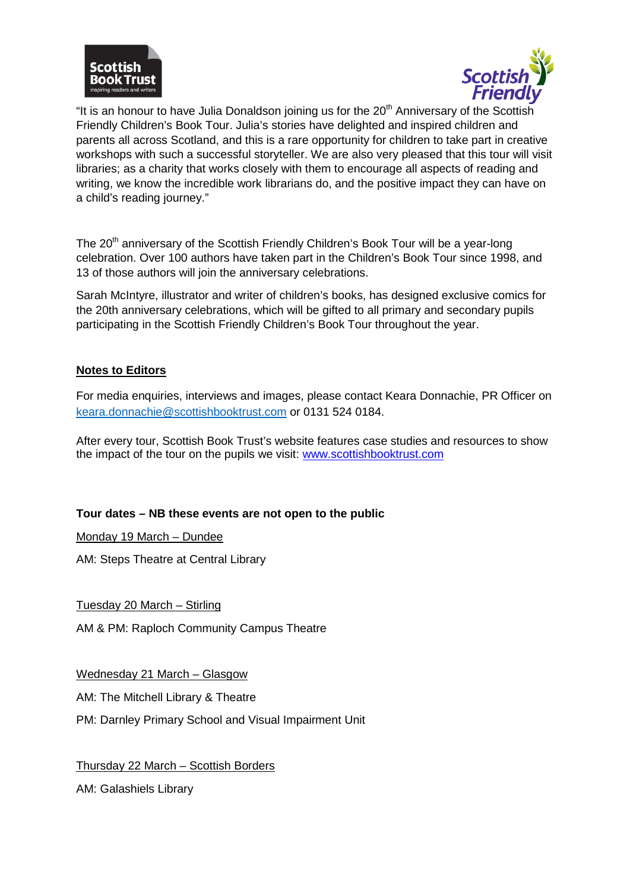"It is an honour to have Julia Donaldson joining us for the 20th Anniversary of the Scottish Friendly Children's Book Tour. Julia's stories have delighted and inspired children and parents all across Scotland, and this is a rare opportunity for children to take part in creative workshops with such a successful storyteller. We are also very pleased that this tour will visit libraries; as a charity that works closely with them to encourage all aspects of reading and writing, we know the incredible work librarians do, and the positive impact they can have on a child's reading journey."

The 20th anniversary of the Scottish Friendly Children's Book Tour will be a year-long celebration. Over 100 authors have taken part in the Children's Book Tour since 1998, and 13 of those authors will join the anniversary celebrations.

Sarah McIntyre, illustrator and writer of children's books, has designed exclusive comics for the 20th anniversary celebrations, which will be gifted to all primary and secondary pupils participating in the Scottish Friendly Children's Book Tour throughout the year.

## Notes to Editors

For media enquiries, interviews and images, please contact Keara Donnachie, PR Officer on keara.donnachie@scottishbooktrust.com or 0131 524 0184.

After every tour, Scottish Book Trust's website features case studies and resources to show the impact of the tour on the pupils we visit: www.scottishbooktrust.com

**Tour dates – NB these events are not open to the public**

Monday 19 March – Dundee

AM: Steps Theatre at Central Library

Tuesday 20 March – Stirling

AM & PM: Raploch Community Campus Theatre

Wednesday 21 March – Glasgow

AM: The Mitchell Library & Theatre

PM: Darnley Primary School and Visual Impairment Unit

Thursday 22 March – Scottish Borders

AM: Galashiels Library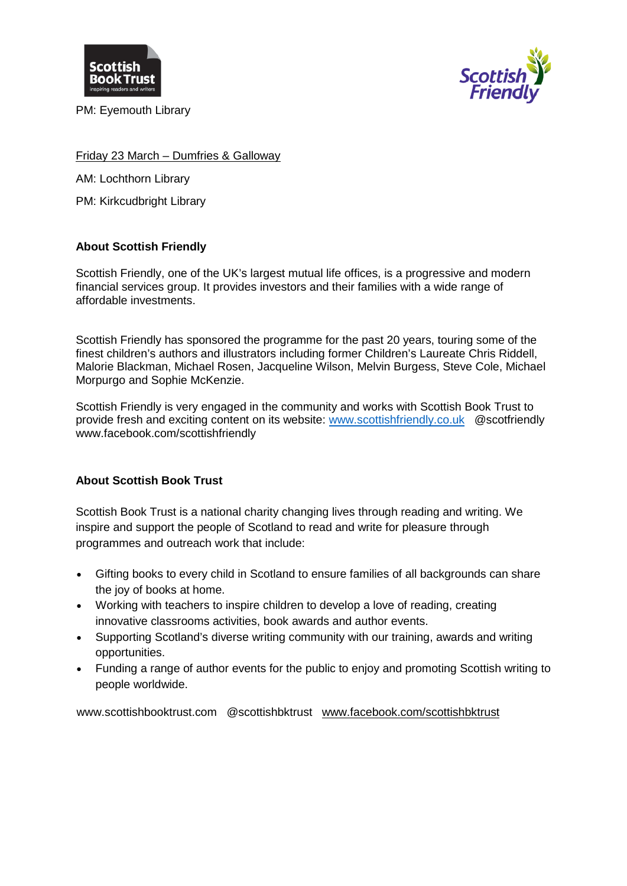PM: Eyemouth Library

Friday 23 March – Dumfries & Galloway

AM: Lochthorn Library

PM: Kirkcudbright Library

**About Scottish Friendly**

Scottish Friendly, one of the UK's largest mutual life offices, is a progressive and modern financial services group. It provides investors and their families with a wide range of affordable investments.

Scottish Friendly has sponsored the programme for the past 20 years, touring some of the finest children's authors and illustrators including former Children's Laureate Chris Riddell, Malorie Blackman, Michael Rosen, Jacqueline Wilson, Melvin Burgess, Steve Cole, Michael Morpurgo and Sophie McKenzie.

Scottish Friendly is very engaged in the community and works with Scottish Book Trust to provide fresh and exciting content on its website: www.scottishfriendly.co.uk @scotfriendly www.facebook.com/scottishfriendly

**About Scottish Book Trust**

Scottish Book Trust is a national charity changing lives through reading and writing. We inspire and support the people of Scotland to read and write for pleasure through programmes and outreach work that include:

- Gifting books to every child in Scotland to ensure families of all backgrounds can share the joy of books at home.
- Working with teachers to inspire children to develop a love of reading, creating innovative classrooms activities, book awards and author events.
- Supporting Scotland's diverse writing community with our training, awards and writing opportunities.
- Funding a range of author events for the public to enjoy and promoting Scottish writing to people worldwide.

www.scottishbooktrust.com @scottishbktrust www.facebook.com/scottishbktrust